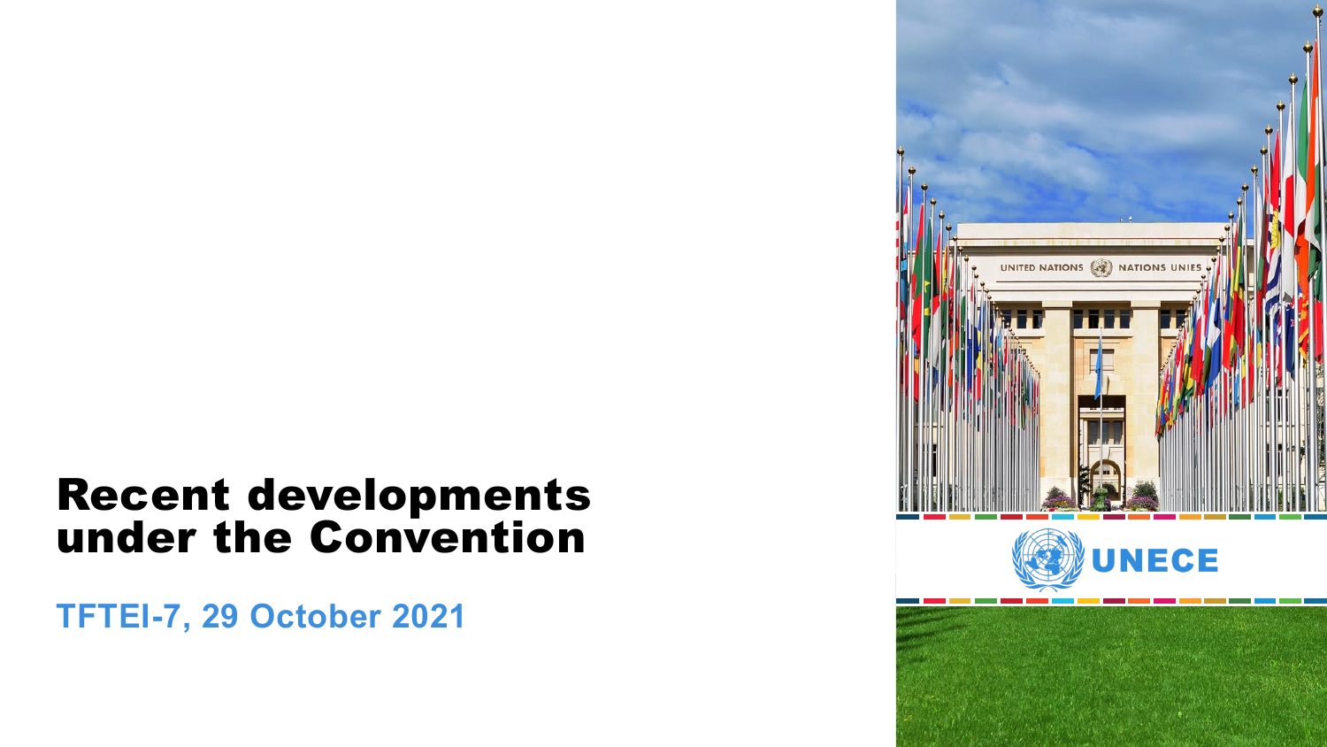# Recent developments under the Convention

**TFTEI-7, 29 October 2021**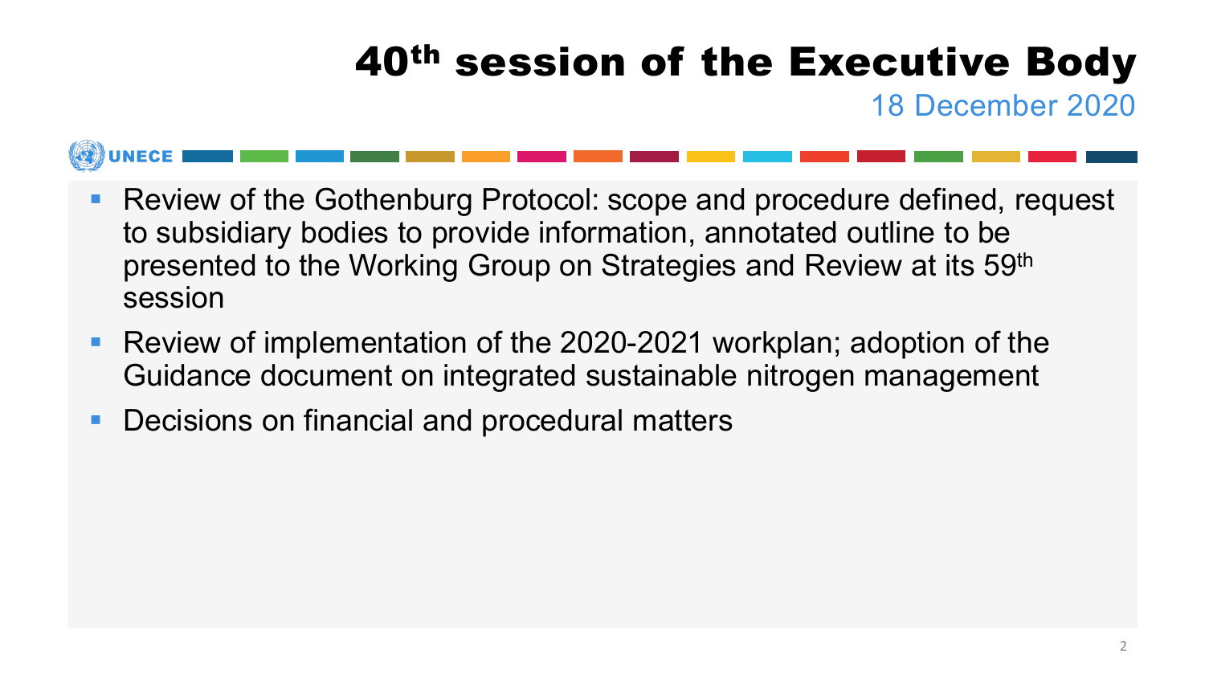# 40th session of the Executive Body

18 December 2020

- Review of the Gothenburg Protocol: scope and procedure defined, request to subsidiary bodies to provide information, annotated outline to be presented to the Working Group on Strategies and Review at its 59th session
- Review of implementation of the 2020-2021 workplan; adoption of the Guidance document on integrated sustainable nitrogen management
- Decisions on financial and procedural matters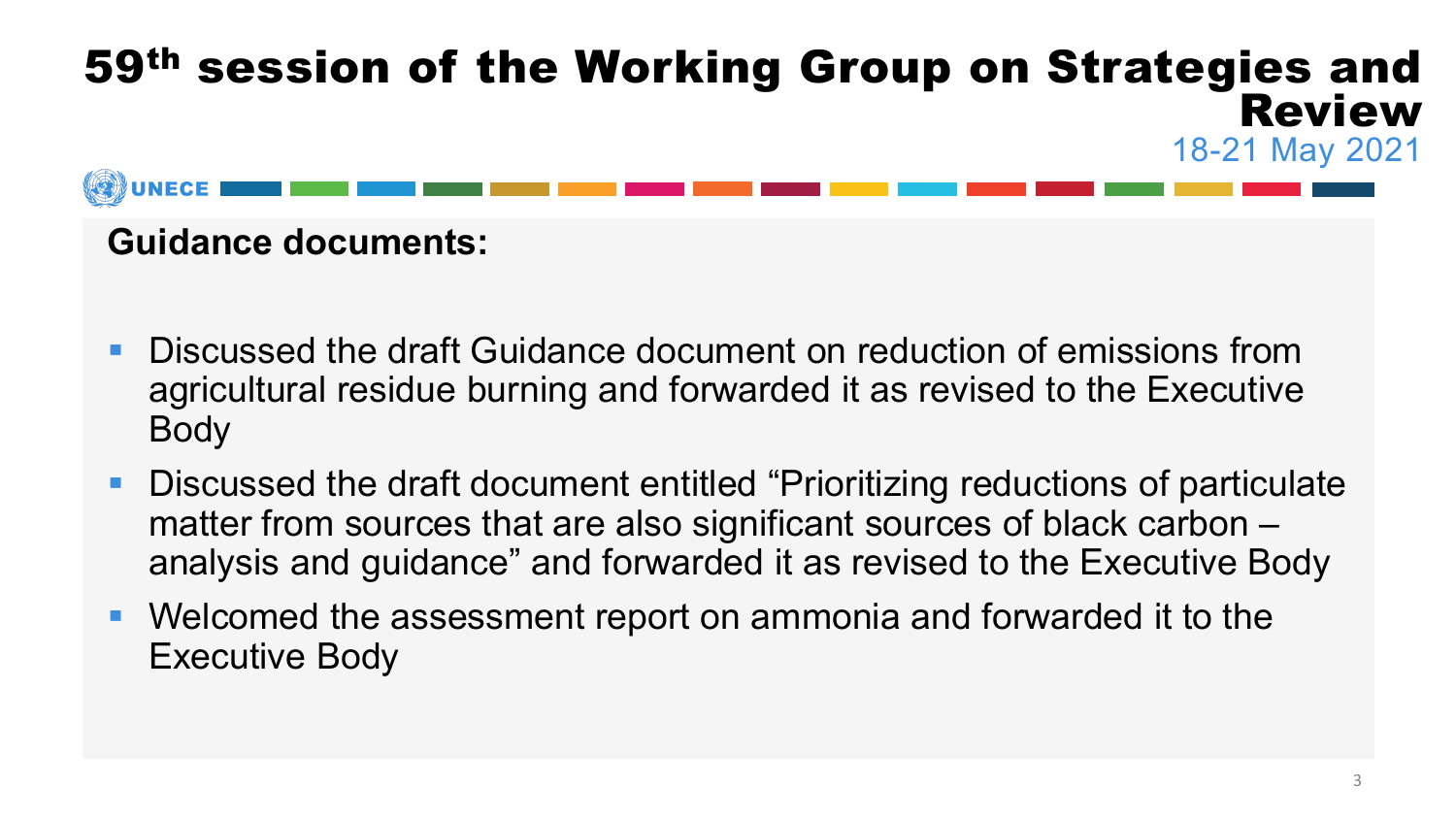# 59th session of the Working Group on Strategies and Review

18-21 May 2021

**Guidance documents:**

- Discussed the draft Guidance document on reduction of emissions from agricultural residue burning and forwarded it as revised to the Executive Body
- Discussed the draft document entitled “Prioritizing reductions of particulate matter from sources that are also significant sources of black carbon – analysis and guidance” and forwarded it as revised to the Executive Body
- Welcomed the assessment report on ammonia and forwarded it to the Executive Body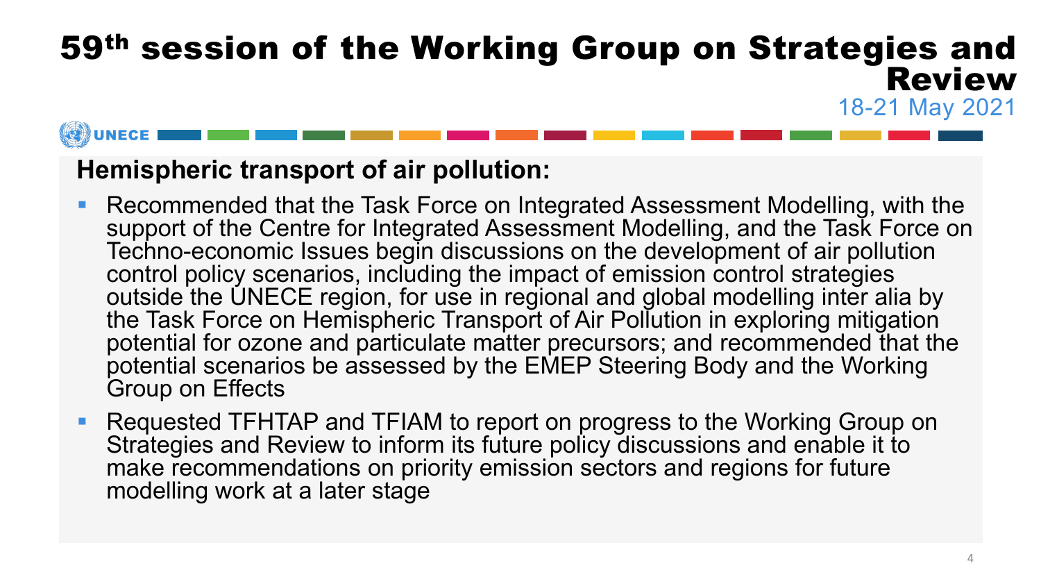# 59th session of the Working Group on Strategies and Review

18-21 May 2021

## Hemispheric transport of air pollution:

- Recommended that the Task Force on Integrated Assessment Modelling, with the support of the Centre for Integrated Assessment Modelling, and the Task Force on Techno-economic Issues begin discussions on the development of air pollution control policy scenarios, including the impact of emission control strategies outside the UNECE region, for use in regional and global modelling inter alia by the Task Force on Hemispheric Transport of Air Pollution in exploring mitigation potential for ozone and particulate matter precursors; and recommended that the potential scenarios be assessed by the EMEP Steering Body and the Working Group on Effects
- Requested TFHTAP and TFIAM to report on progress to the Working Group on Strategies and Review to inform its future policy discussions and enable it to make recommendations on priority emission sectors and regions for future modelling work at a later stage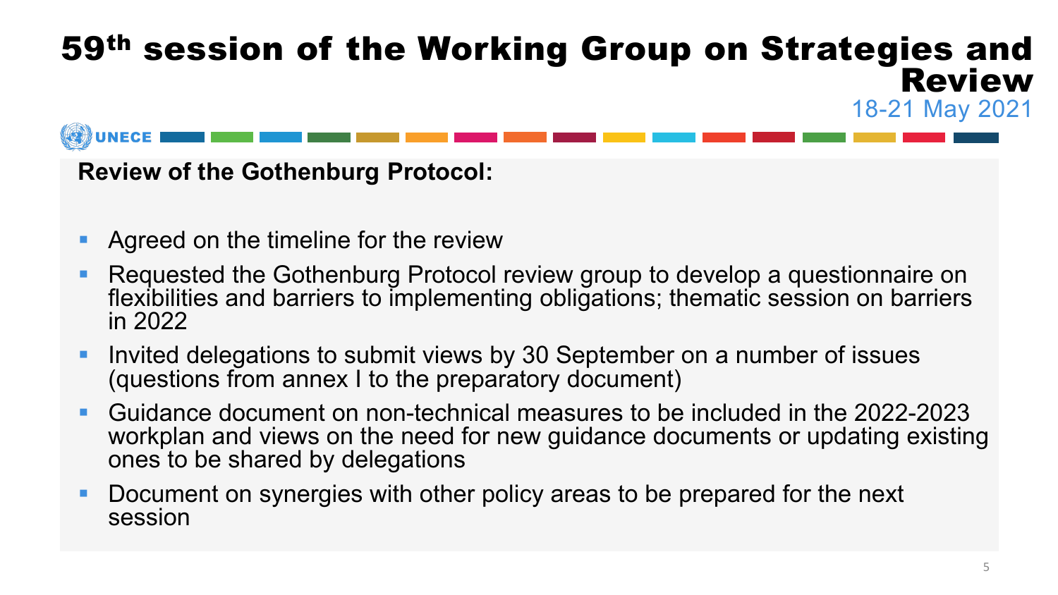# 59th session of the Working Group on Strategies and Review

18-21 May 2021

**Review of the Gothenburg Protocol:**

- Agreed on the timeline for the review
- Requested the Gothenburg Protocol review group to develop a questionnaire on flexibilities and barriers to implementing obligations; thematic session on barriers in 2022
- Invited delegations to submit views by 30 September on a number of issues (questions from annex I to the preparatory document)
- Guidance document on non-technical measures to be included in the 2022-2023 workplan and views on the need for new guidance documents or updating existing ones to be shared by delegations
- Document on synergies with other policy areas to be prepared for the next session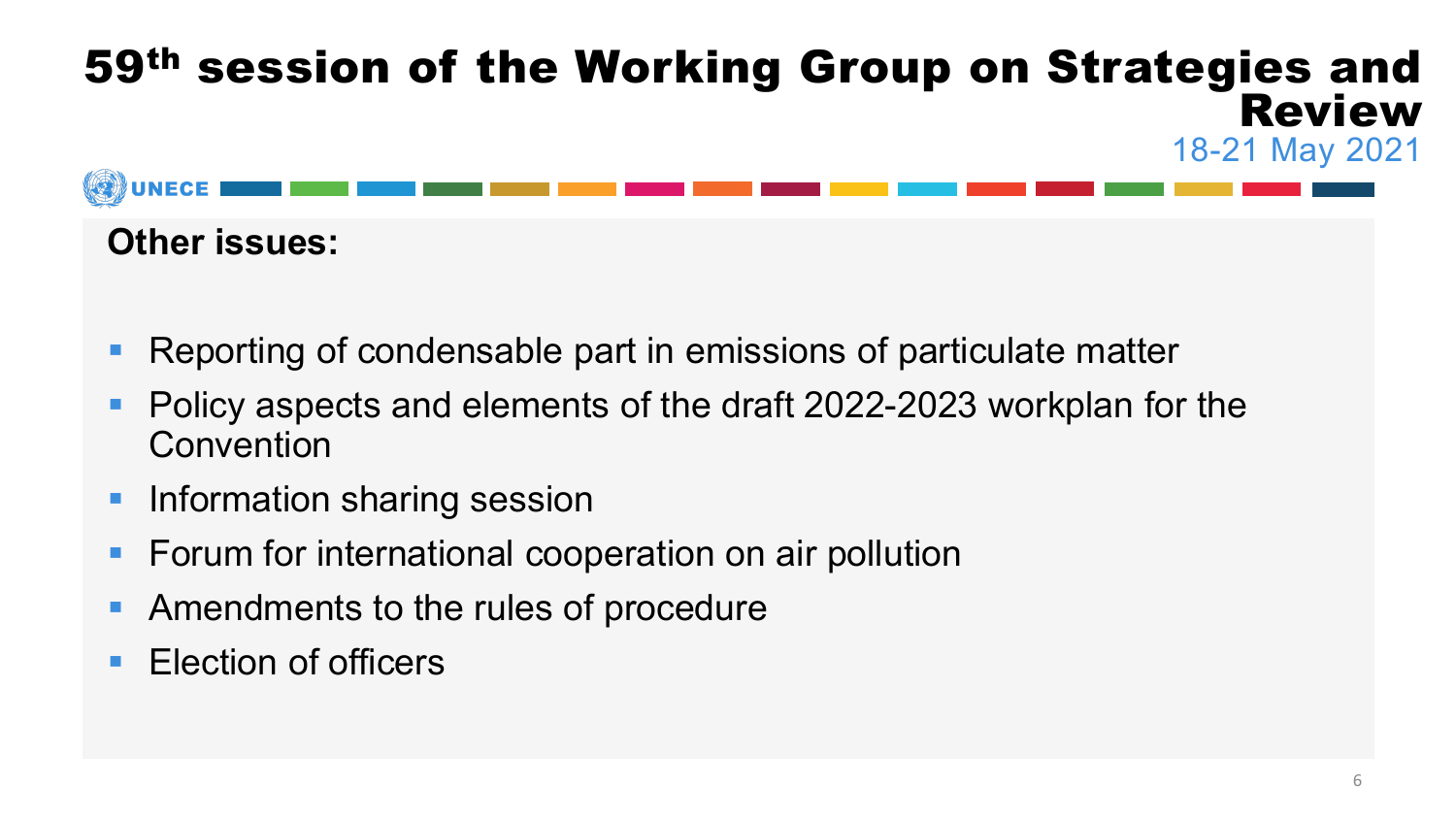# 59th session of the Working Group on Strategies and Review

18-21 May 2021

**Other issues:**

- Reporting of condensable part in emissions of particulate matter
- Policy aspects and elements of the draft 2022-2023 workplan for the Convention
- Information sharing session
- Forum for international cooperation on air pollution
- Amendments to the rules of procedure
- Election of officers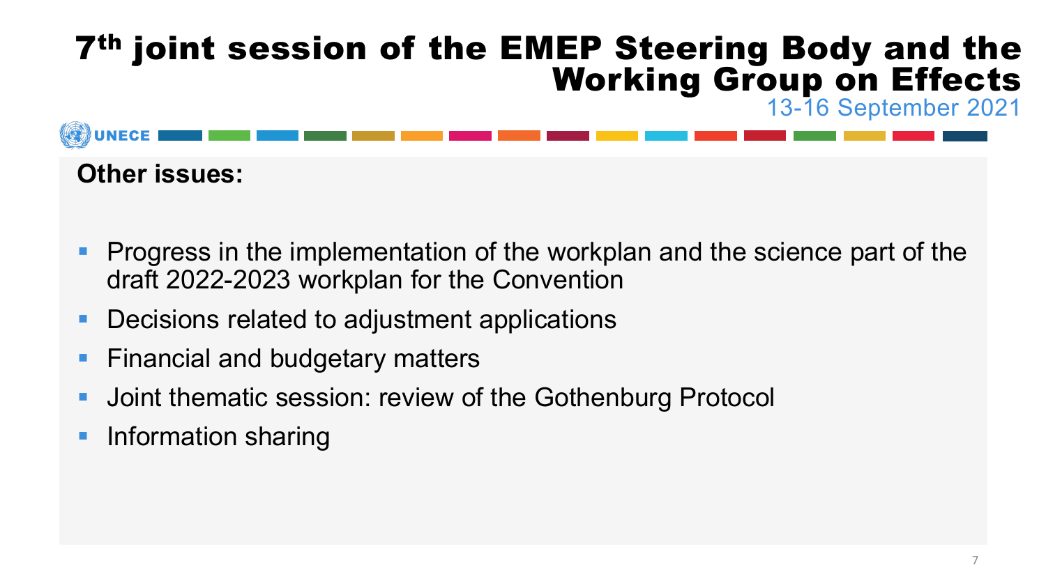# 7th joint session of the EMEP Steering Body and the Working Group on Effects

13-16 September 2021

**Other issues:**

- Progress in the implementation of the workplan and the science part of the draft 2022-2023 workplan for the Convention
- Decisions related to adjustment applications
- Financial and budgetary matters
- Joint thematic session: review of the Gothenburg Protocol
- Information sharing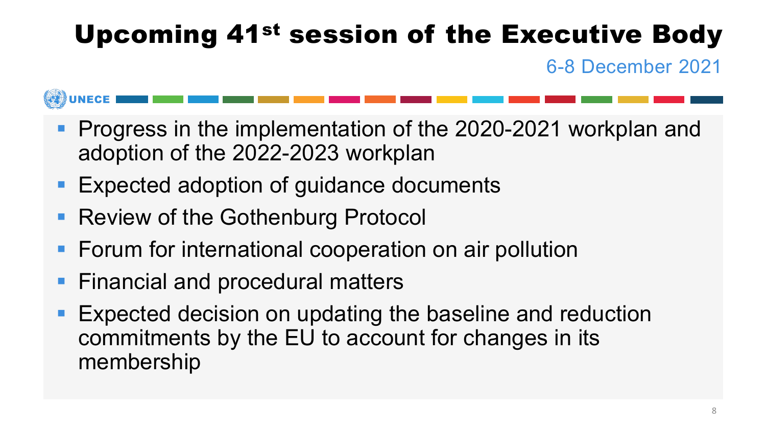# Upcoming 41st session of the Executive Body

6-8 December 2021

UNECE

- Progress in the implementation of the 2020-2021 workplan and adoption of the 2022-2023 workplan
- Expected adoption of guidance documents
- Review of the Gothenburg Protocol
- Forum for international cooperation on air pollution
- Financial and procedural matters
- Expected decision on updating the baseline and reduction commitments by the EU to account for changes in its membership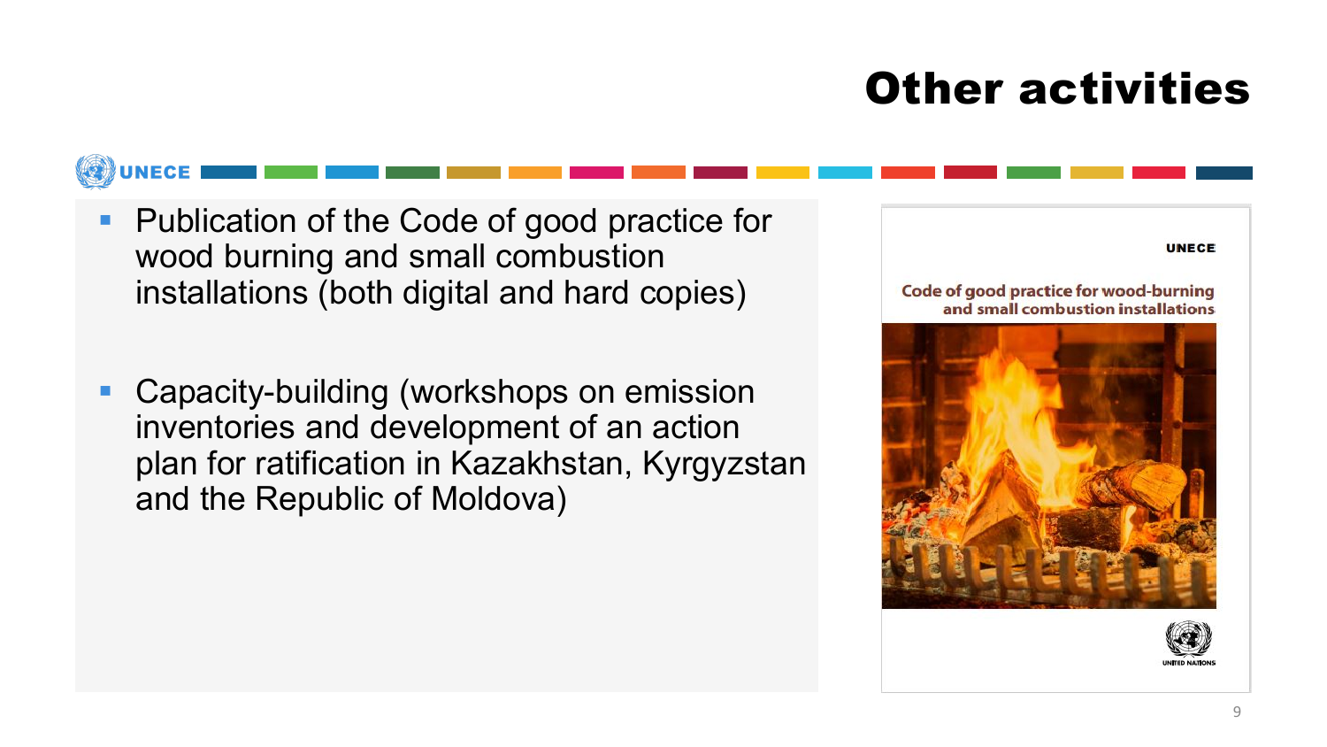# Other activities

- Publication of the Code of good practice for wood burning and small combustion installations (both digital and hard copies)

- Capacity-building (workshops on emission inventories and development of an action plan for ratification in Kazakhstan, Kyrgyzstan and the Republic of Moldova)

UNECE

Code of good practice for wood-burning and small combustion installations

UNITED NATIONS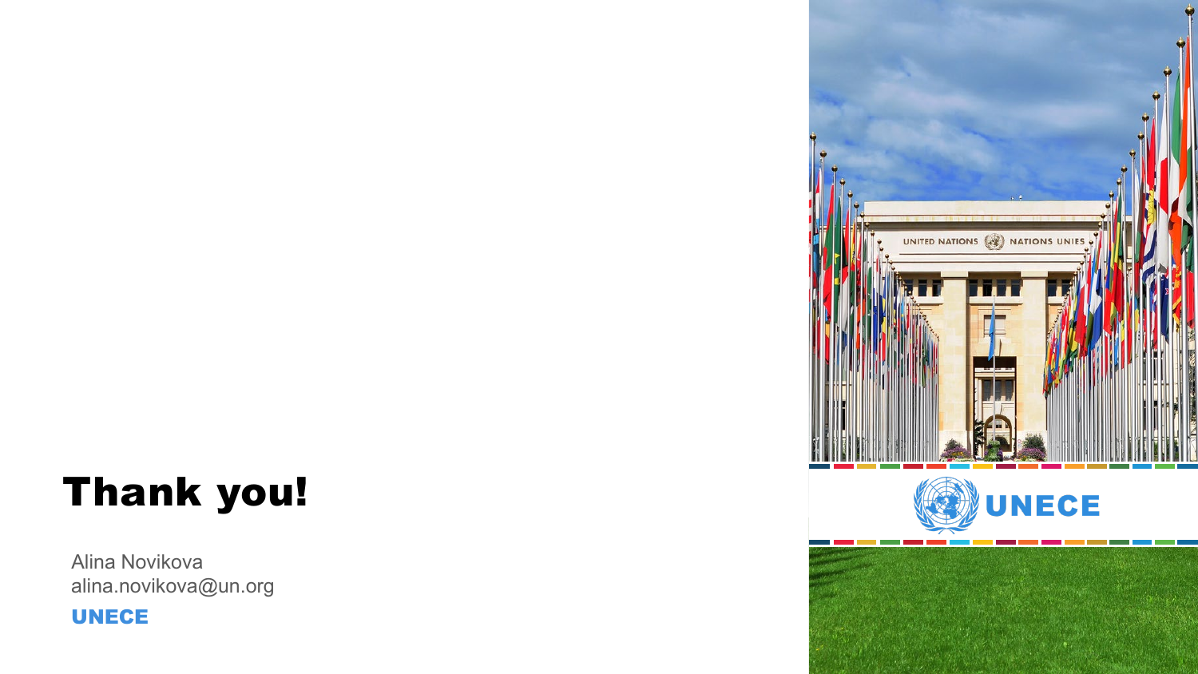# Thank you!

Alina Novikova
alina.novikova@un.org

**UNECE**